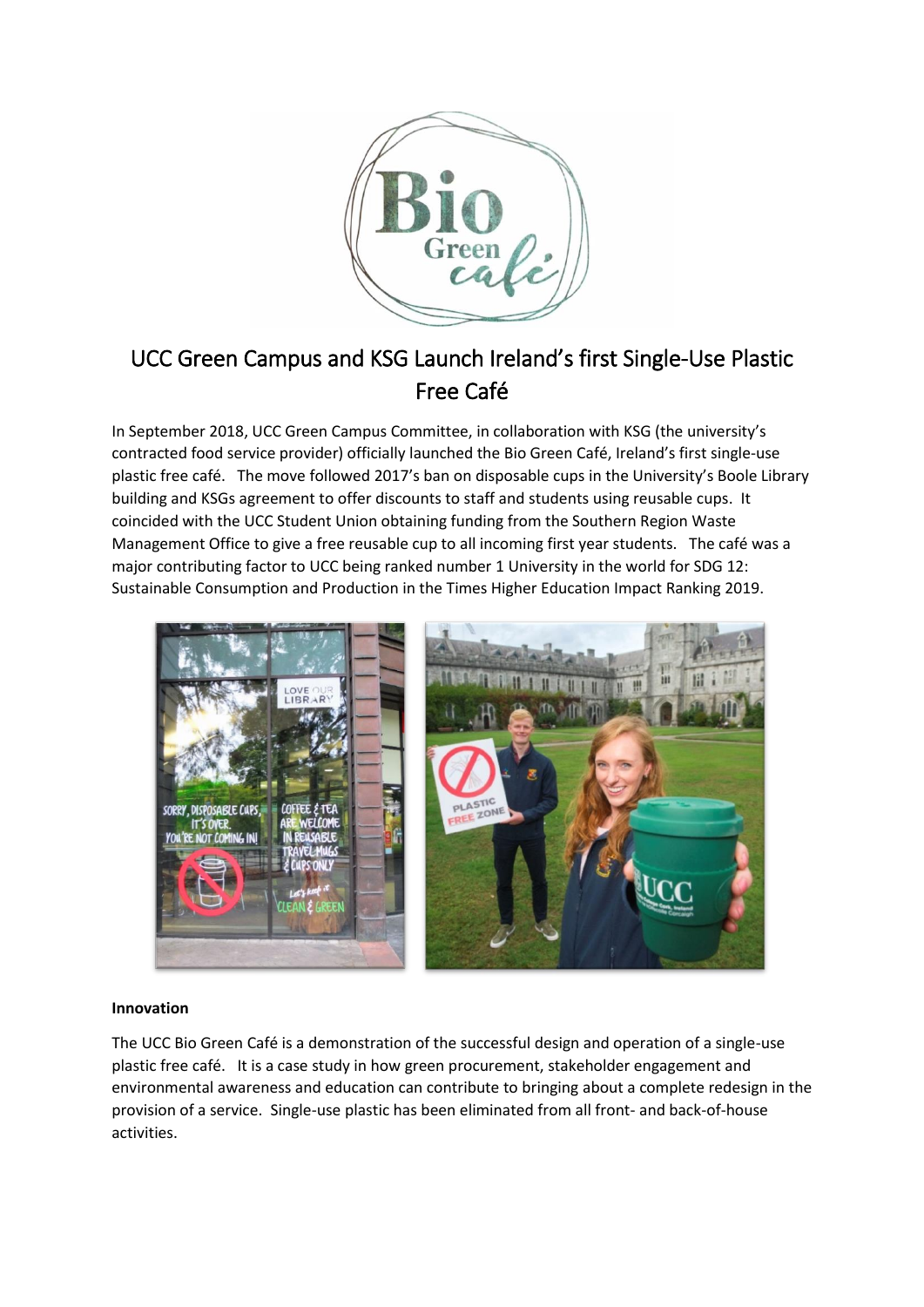# UCC Green Campus and KSG Launch Ireland's first Single-Use Plastic Free Café

In September 2018, UCC Green Campus Committee, in collaboration with KSG (the university's contracted food service provider) officially launched the Bio Green Café, Ireland's first single-use plastic free café. The move followed 2017's ban on disposable cups in the University's Boole Library building and KSGs agreement to offer discounts to staff and students using reusable cups. It coincided with the UCC Student Union obtaining funding from the Southern Region Waste Management Office to give a free reusable cup to all incoming first year students. The café was a major contributing factor to UCC being ranked number 1 University in the world for SDG 12: Sustainable Consumption and Production in the Times Higher Education Impact Ranking 2019.

**Innovation**

The UCC Bio Green Café is a demonstration of the successful design and operation of a single-use plastic free café. It is a case study in how green procurement, stakeholder engagement and environmental awareness and education can contribute to bringing about a complete redesign in the provision of a service. Single-use plastic has been eliminated from all front- and back-of-house activities.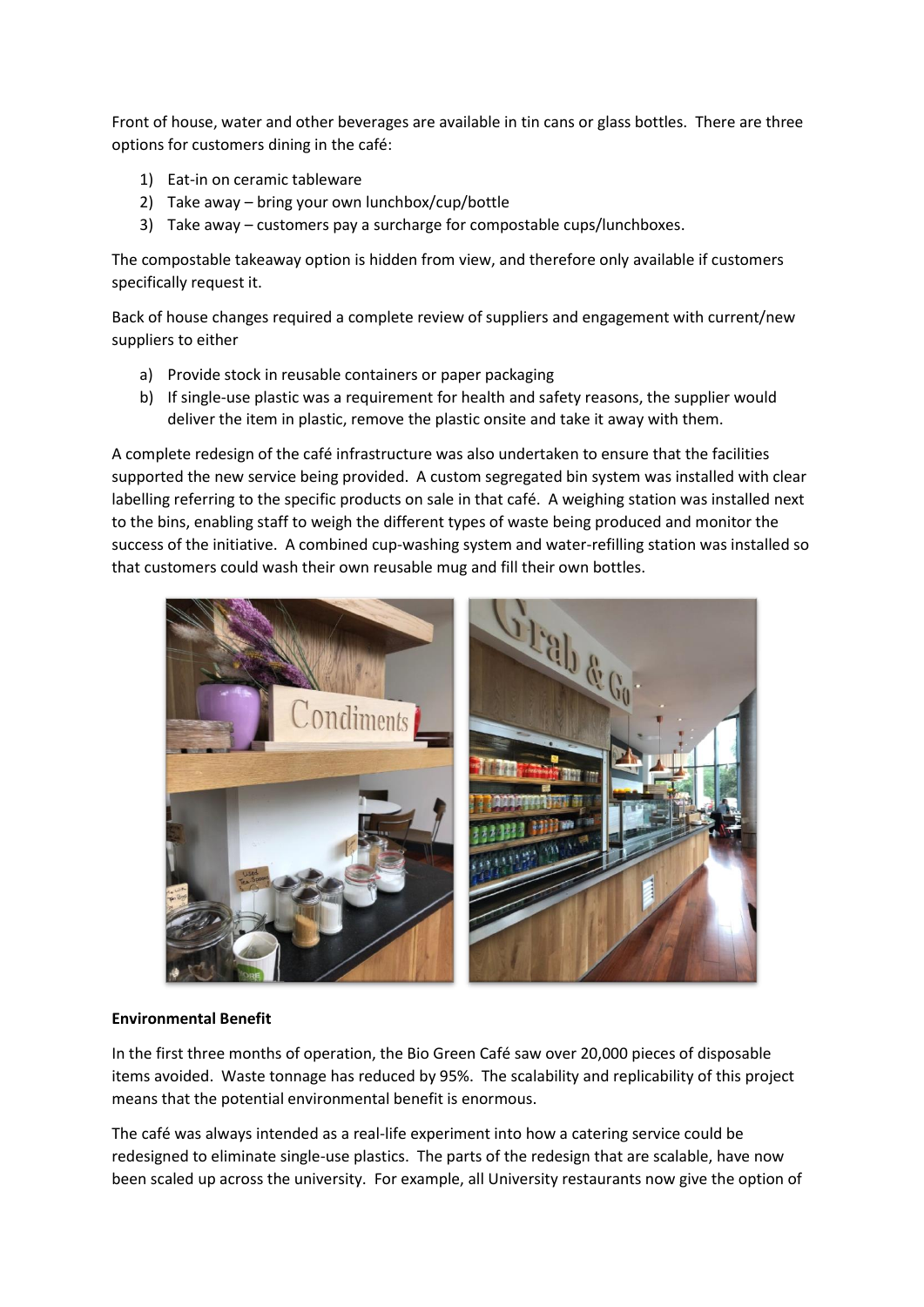Front of house, water and other beverages are available in tin cans or glass bottles. There are three options for customers dining in the café:

1) Eat-in on ceramic tableware
2) Take away – bring your own lunchbox/cup/bottle
3) Take away – customers pay a surcharge for compostable cups/lunchboxes.

The compostable takeaway option is hidden from view, and therefore only available if customers specifically request it.

Back of house changes required a complete review of suppliers and engagement with current/new suppliers to either

a) Provide stock in reusable containers or paper packaging
b) If single-use plastic was a requirement for health and safety reasons, the supplier would deliver the item in plastic, remove the plastic onsite and take it away with them.

A complete redesign of the café infrastructure was also undertaken to ensure that the facilities supported the new service being provided. A custom segregated bin system was installed with clear labelling referring to the specific products on sale in that café. A weighing station was installed next to the bins, enabling staff to weigh the different types of waste being produced and monitor the success of the initiative. A combined cup-washing system and water-refilling station was installed so that customers could wash their own reusable mug and fill their own bottles.

**Environmental Benefit**

In the first three months of operation, the Bio Green Café saw over 20,000 pieces of disposable items avoided. Waste tonnage has reduced by 95%. The scalability and replicability of this project means that the potential environmental benefit is enormous.

The café was always intended as a real-life experiment into how a catering service could be redesigned to eliminate single-use plastics. The parts of the redesign that are scalable, have now been scaled up across the university. For example, all University restaurants now give the option of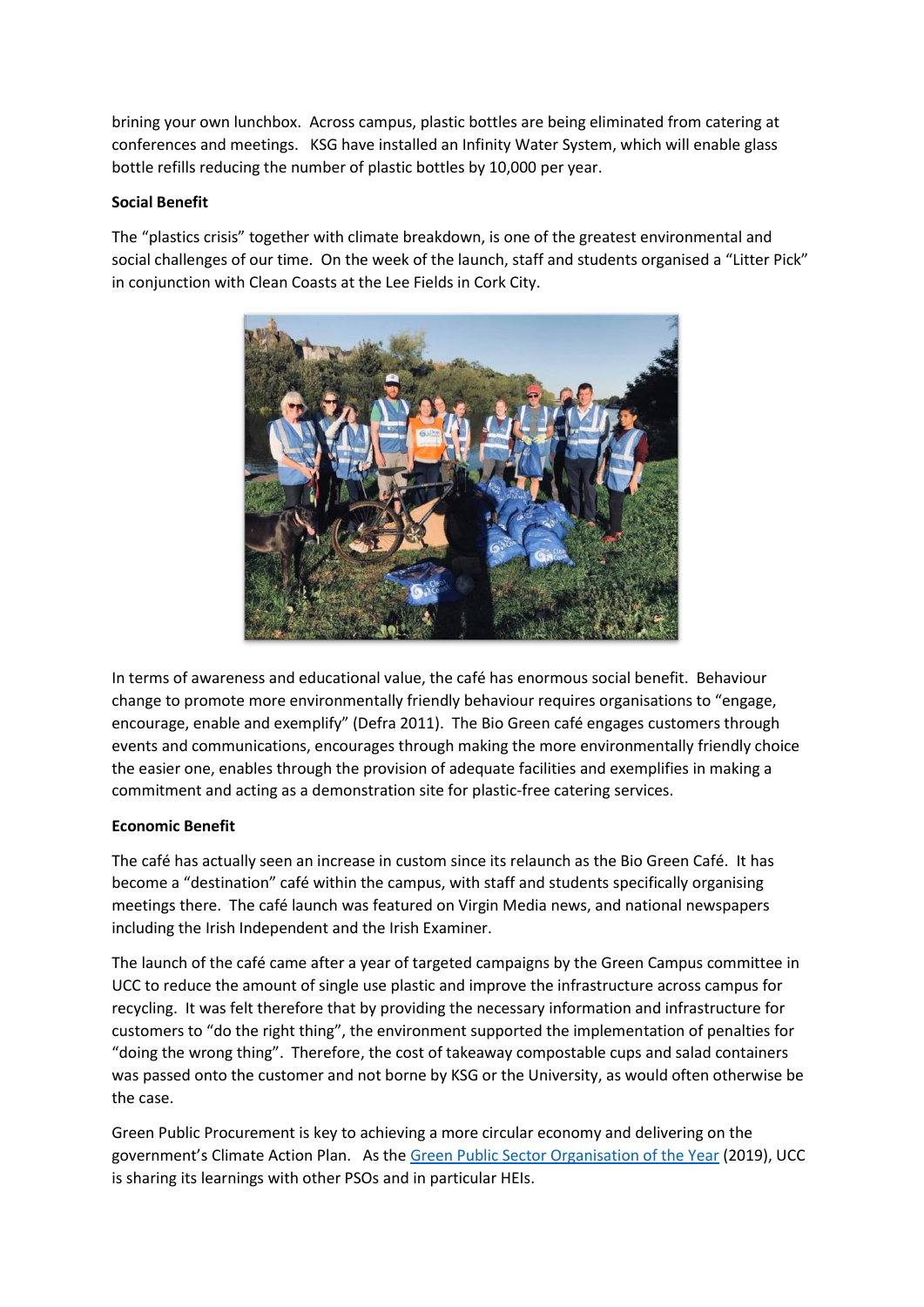brining your own lunchbox. Across campus, plastic bottles are being eliminated from catering at conferences and meetings. KSG have installed an Infinity Water System, which will enable glass bottle refills reducing the number of plastic bottles by 10,000 per year.

**Social Benefit**

The "plastics crisis" together with climate breakdown, is one of the greatest environmental and social challenges of our time. On the week of the launch, staff and students organised a "Litter Pick" in conjunction with Clean Coasts at the Lee Fields in Cork City.

In terms of awareness and educational value, the café has enormous social benefit. Behaviour change to promote more environmentally friendly behaviour requires organisations to "engage, encourage, enable and exemplify" (Defra 2011). The Bio Green café engages customers through events and communications, encourages through making the more environmentally friendly choice the easier one, enables through the provision of adequate facilities and exemplifies in making a commitment and acting as a demonstration site for plastic-free catering services.

**Economic Benefit**

The café has actually seen an increase in custom since its relaunch as the Bio Green Café. It has become a "destination" café within the campus, with staff and students specifically organising meetings there. The café launch was featured on Virgin Media news, and national newspapers including the Irish Independent and the Irish Examiner.

The launch of the café came after a year of targeted campaigns by the Green Campus committee in UCC to reduce the amount of single use plastic and improve the infrastructure across campus for recycling. It was felt therefore that by providing the necessary information and infrastructure for customers to "do the right thing", the environment supported the implementation of penalties for "doing the wrong thing". Therefore, the cost of takeaway compostable cups and salad containers was passed onto the customer and not borne by KSG or the University, as would often otherwise be the case.

Green Public Procurement is key to achieving a more circular economy and delivering on the government's Climate Action Plan. As the Green Public Sector Organisation of the Year (2019), UCC is sharing its learnings with other PSOs and in particular HEIs.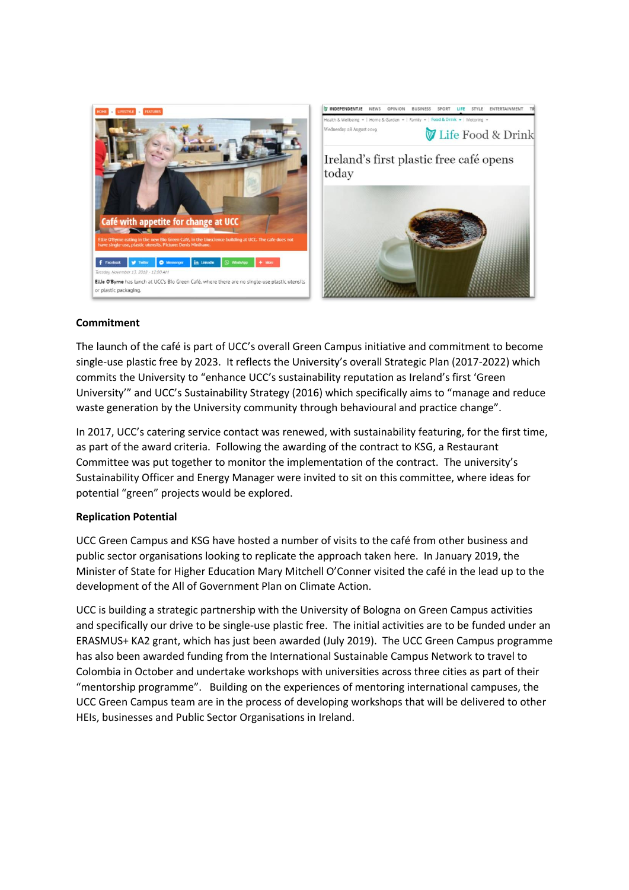## Commitment

The launch of the café is part of UCC's overall Green Campus initiative and commitment to become single-use plastic free by 2023. It reflects the University's overall Strategic Plan (2017-2022) which commits the University to "enhance UCC's sustainability reputation as Ireland's first 'Green University'" and UCC's Sustainability Strategy (2016) which specifically aims to "manage and reduce waste generation by the University community through behavioural and practice change".

In 2017, UCC's catering service contact was renewed, with sustainability featuring, for the first time, as part of the award criteria. Following the awarding of the contract to KSG, a Restaurant Committee was put together to monitor the implementation of the contract. The university's Sustainability Officer and Energy Manager were invited to sit on this committee, where ideas for potential "green" projects would be explored.

## Replication Potential

UCC Green Campus and KSG have hosted a number of visits to the café from other business and public sector organisations looking to replicate the approach taken here. In January 2019, the Minister of State for Higher Education Mary Mitchell O'Conner visited the café in the lead up to the development of the All of Government Plan on Climate Action.

UCC is building a strategic partnership with the University of Bologna on Green Campus activities and specifically our drive to be single-use plastic free. The initial activities are to be funded under an ERASMUS+ KA2 grant, which has just been awarded (July 2019). The UCC Green Campus programme has also been awarded funding from the International Sustainable Campus Network to travel to Colombia in October and undertake workshops with universities across three cities as part of their "mentorship programme". Building on the experiences of mentoring international campuses, the UCC Green Campus team are in the process of developing workshops that will be delivered to other HEIs, businesses and Public Sector Organisations in Ireland.